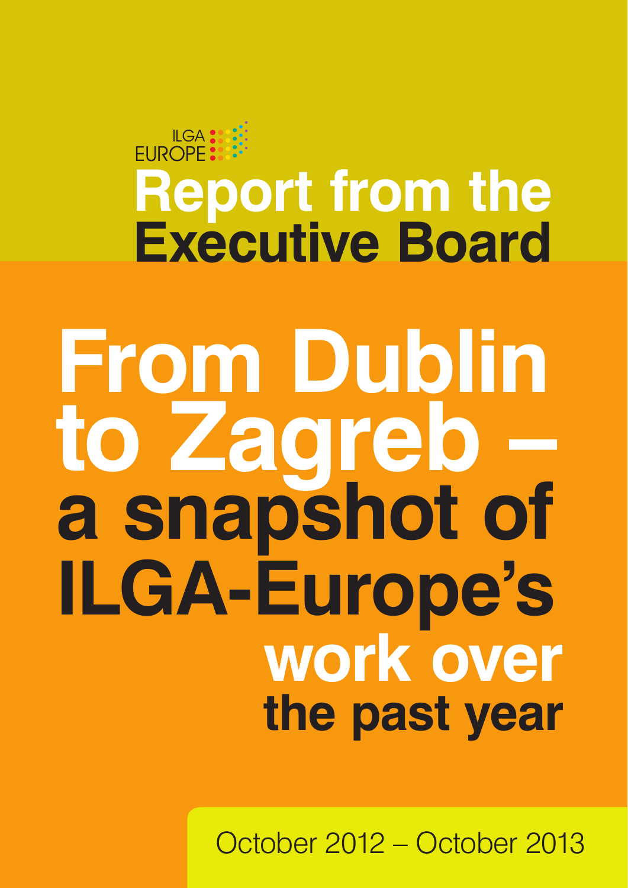ILGA EUROPE

# Report from the Executive Board

# From Dublin to Zagreb – a snapshot of ILGA-Europe's work over the past year

October 2012 – October 2013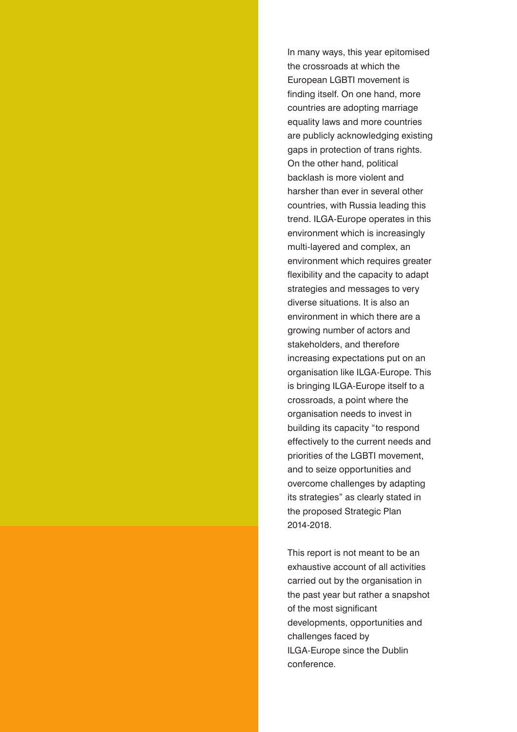In many ways, this year epitomised the crossroads at which the European LGBTI movement is finding itself. On one hand, more countries are adopting marriage equality laws and more countries are publicly acknowledging existing gaps in protection of trans rights. On the other hand, political backlash is more violent and harsher than ever in several other countries, with Russia leading this trend. ILGA-Europe operates in this environment which is increasingly multi-layered and complex, an environment which requires greater flexibility and the capacity to adapt strategies and messages to very diverse situations. It is also an environment in which there are a growing number of actors and stakeholders, and therefore increasing expectations put on an organisation like ILGA-Europe. This is bringing ILGA-Europe itself to a crossroads, a point where the organisation needs to invest in building its capacity "to respond effectively to the current needs and priorities of the LGBTI movement, and to seize opportunities and overcome challenges by adapting its strategies" as clearly stated in the proposed Strategic Plan 2014-2018.

This report is not meant to be an exhaustive account of all activities carried out by the organisation in the past year but rather a snapshot of the most significant developments, opportunities and challenges faced by ILGA-Europe since the Dublin conference.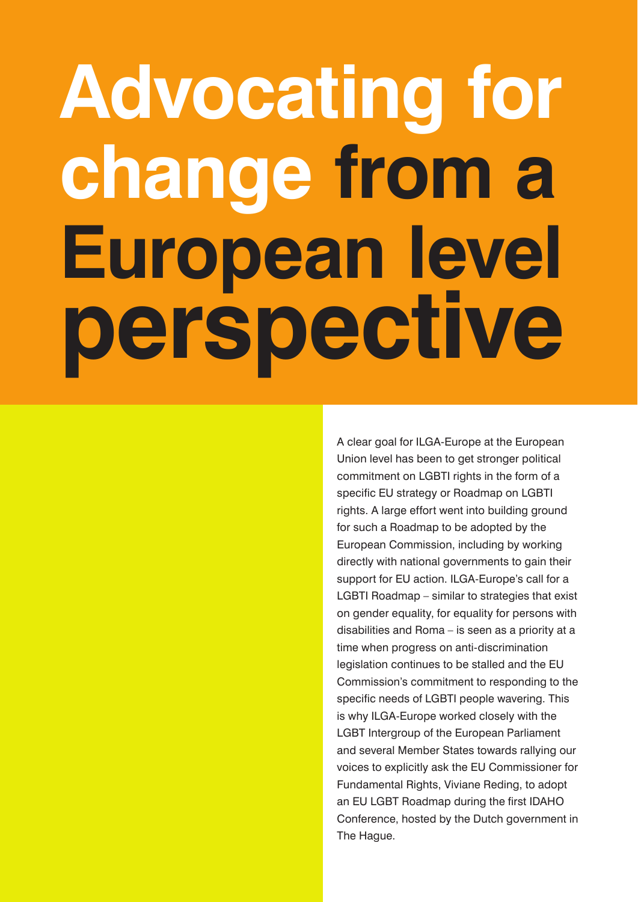# Advocating for change from a European level perspective

A clear goal for ILGA-Europe at the European Union level has been to get stronger political commitment on LGBTI rights in the form of a specific EU strategy or Roadmap on LGBTI rights. A large effort went into building ground for such a Roadmap to be adopted by the European Commission, including by working directly with national governments to gain their support for EU action. ILGA-Europe's call for a LGBTI Roadmap – similar to strategies that exist on gender equality, for equality for persons with disabilities and Roma – is seen as a priority at a time when progress on anti-discrimination legislation continues to be stalled and the EU Commission's commitment to responding to the specific needs of LGBTI people wavering. This is why ILGA-Europe worked closely with the LGBT Intergroup of the European Parliament and several Member States towards rallying our voices to explicitly ask the EU Commissioner for Fundamental Rights, Viviane Reding, to adopt an EU LGBT Roadmap during the first IDAHO Conference, hosted by the Dutch government in The Hague.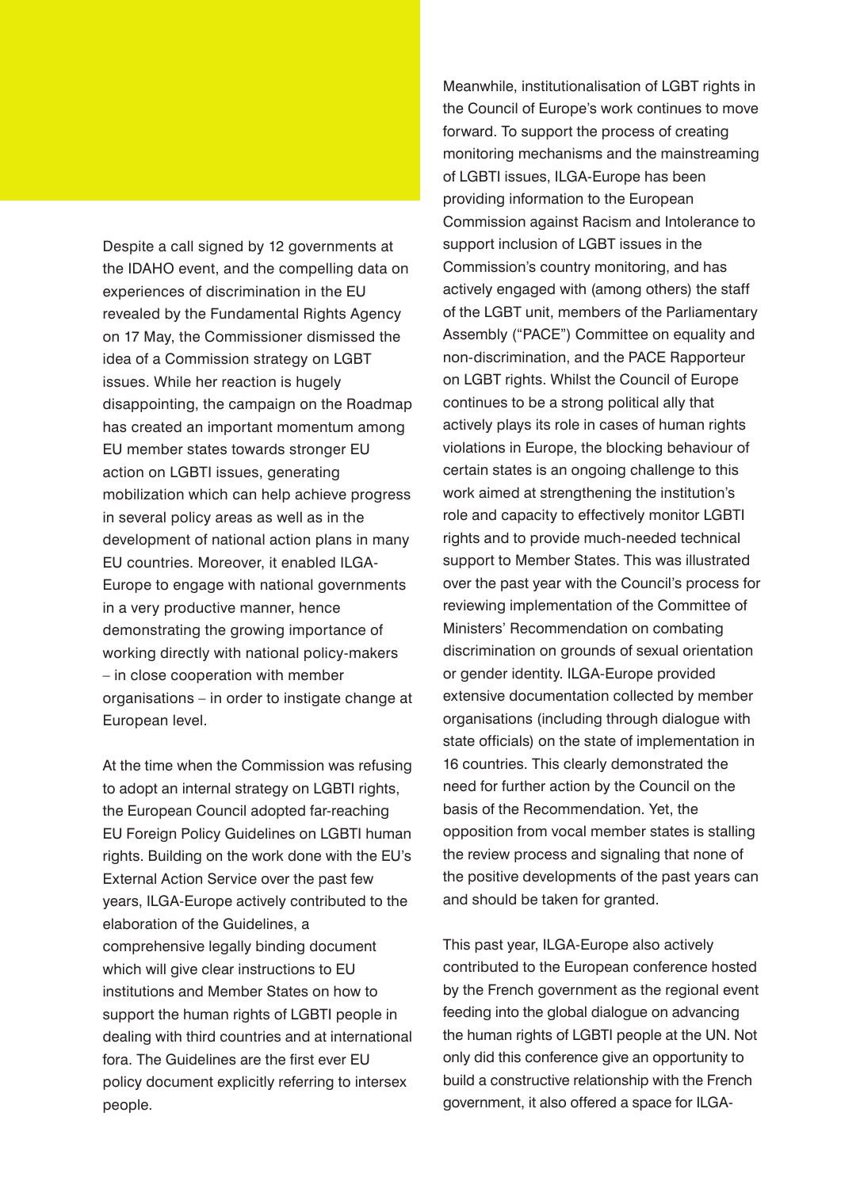Despite a call signed by 12 governments at the IDAHO event, and the compelling data on experiences of discrimination in the EU revealed by the Fundamental Rights Agency on 17 May, the Commissioner dismissed the idea of a Commission strategy on LGBT issues. While her reaction is hugely disappointing, the campaign on the Roadmap has created an important momentum among EU member states towards stronger EU action on LGBTI issues, generating mobilization which can help achieve progress in several policy areas as well as in the development of national action plans in many EU countries. Moreover, it enabled ILGA-Europe to engage with national governments in a very productive manner, hence demonstrating the growing importance of working directly with national policy-makers – in close cooperation with member organisations – in order to instigate change at European level.

At the time when the Commission was refusing to adopt an internal strategy on LGBTI rights, the European Council adopted far-reaching EU Foreign Policy Guidelines on LGBTI human rights. Building on the work done with the EU's External Action Service over the past few years, ILGA-Europe actively contributed to the elaboration of the Guidelines, a comprehensive legally binding document which will give clear instructions to EU institutions and Member States on how to support the human rights of LGBTI people in dealing with third countries and at international fora. The Guidelines are the first ever EU policy document explicitly referring to intersex people.

Meanwhile, institutionalisation of LGBT rights in the Council of Europe's work continues to move forward. To support the process of creating monitoring mechanisms and the mainstreaming of LGBTI issues, ILGA-Europe has been providing information to the European Commission against Racism and Intolerance to support inclusion of LGBT issues in the Commission's country monitoring, and has actively engaged with (among others) the staff of the LGBT unit, members of the Parliamentary Assembly ("PACE") Committee on equality and non-discrimination, and the PACE Rapporteur on LGBT rights. Whilst the Council of Europe continues to be a strong political ally that actively plays its role in cases of human rights violations in Europe, the blocking behaviour of certain states is an ongoing challenge to this work aimed at strengthening the institution's role and capacity to effectively monitor LGBTI rights and to provide much-needed technical support to Member States. This was illustrated over the past year with the Council's process for reviewing implementation of the Committee of Ministers' Recommendation on combating discrimination on grounds of sexual orientation or gender identity. ILGA-Europe provided extensive documentation collected by member organisations (including through dialogue with state officials) on the state of implementation in 16 countries. This clearly demonstrated the need for further action by the Council on the basis of the Recommendation. Yet, the opposition from vocal member states is stalling the review process and signaling that none of the positive developments of the past years can and should be taken for granted.

This past year, ILGA-Europe also actively contributed to the European conference hosted by the French government as the regional event feeding into the global dialogue on advancing the human rights of LGBTI people at the UN. Not only did this conference give an opportunity to build a constructive relationship with the French government, it also offered a space for ILGA-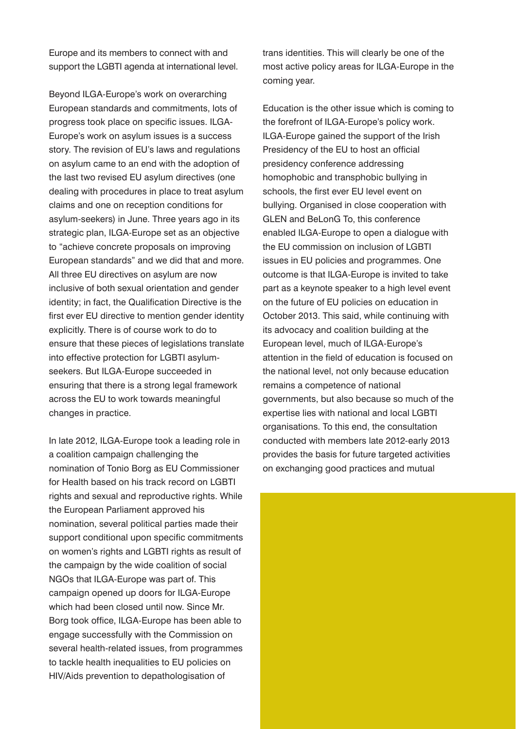Europe and its members to connect with and support the LGBTI agenda at international level.

Beyond ILGA-Europe's work on overarching European standards and commitments, lots of progress took place on specific issues. ILGA-Europe's work on asylum issues is a success story. The revision of EU's laws and regulations on asylum came to an end with the adoption of the last two revised EU asylum directives (one dealing with procedures in place to treat asylum claims and one on reception conditions for asylum-seekers) in June. Three years ago in its strategic plan, ILGA-Europe set as an objective to "achieve concrete proposals on improving European standards" and we did that and more. All three EU directives on asylum are now inclusive of both sexual orientation and gender identity; in fact, the Qualification Directive is the first ever EU directive to mention gender identity explicitly. There is of course work to do to ensure that these pieces of legislations translate into effective protection for LGBTI asylum-seekers. But ILGA-Europe succeeded in ensuring that there is a strong legal framework across the EU to work towards meaningful changes in practice.

In late 2012, ILGA-Europe took a leading role in a coalition campaign challenging the nomination of Tonio Borg as EU Commissioner for Health based on his track record on LGBTI rights and sexual and reproductive rights. While the European Parliament approved his nomination, several political parties made their support conditional upon specific commitments on women's rights and LGBTI rights as result of the campaign by the wide coalition of social NGOs that ILGA-Europe was part of. This campaign opened up doors for ILGA-Europe which had been closed until now. Since Mr. Borg took office, ILGA-Europe has been able to engage successfully with the Commission on several health-related issues, from programmes to tackle health inequalities to EU policies on HIV/Aids prevention to depathologisation of trans identities. This will clearly be one of the most active policy areas for ILGA-Europe in the coming year.

Education is the other issue which is coming to the forefront of ILGA-Europe's policy work. ILGA-Europe gained the support of the Irish Presidency of the EU to host an official presidency conference addressing homophobic and transphobic bullying in schools, the first ever EU level event on bullying. Organised in close cooperation with GLEN and BeLonG To, this conference enabled ILGA-Europe to open a dialogue with the EU commission on inclusion of LGBTI issues in EU policies and programmes. One outcome is that ILGA-Europe is invited to take part as a keynote speaker to a high level event on the future of EU policies on education in October 2013. This said, while continuing with its advocacy and coalition building at the European level, much of ILGA-Europe's attention in the field of education is focused on the national level, not only because education remains a competence of national governments, but also because so much of the expertise lies with national and local LGBTI organisations. To this end, the consultation conducted with members late 2012-early 2013 provides the basis for future targeted activities on exchanging good practices and mutual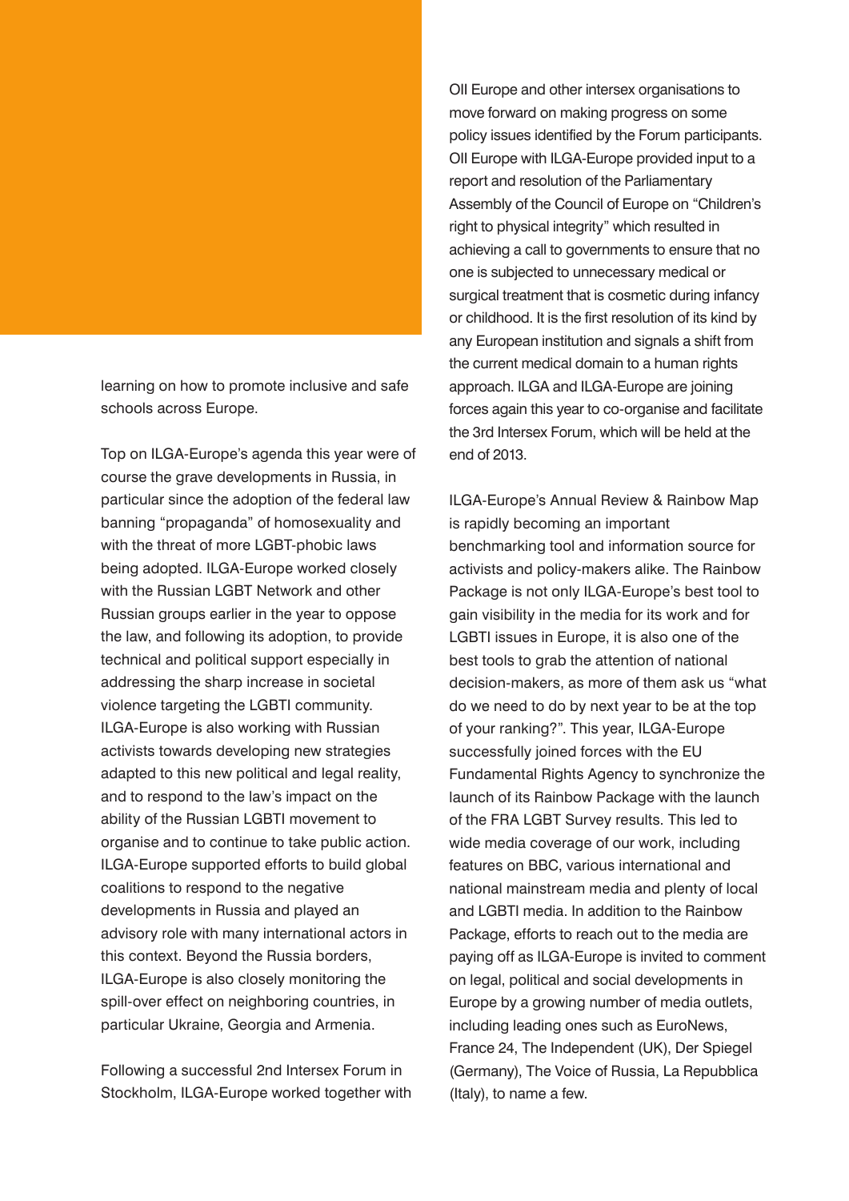learning on how to promote inclusive and safe schools across Europe.

Top on ILGA-Europe's agenda this year were of course the grave developments in Russia, in particular since the adoption of the federal law banning "propaganda" of homosexuality and with the threat of more LGBT-phobic laws being adopted. ILGA-Europe worked closely with the Russian LGBT Network and other Russian groups earlier in the year to oppose the law, and following its adoption, to provide technical and political support especially in addressing the sharp increase in societal violence targeting the LGBTI community. ILGA-Europe is also working with Russian activists towards developing new strategies adapted to this new political and legal reality, and to respond to the law's impact on the ability of the Russian LGBTI movement to organise and to continue to take public action. ILGA-Europe supported efforts to build global coalitions to respond to the negative developments in Russia and played an advisory role with many international actors in this context. Beyond the Russia borders, ILGA-Europe is also closely monitoring the spill-over effect on neighboring countries, in particular Ukraine, Georgia and Armenia.

Following a successful 2nd Intersex Forum in Stockholm, ILGA-Europe worked together with OII Europe and other intersex organisations to move forward on making progress on some policy issues identified by the Forum participants. OII Europe with ILGA-Europe provided input to a report and resolution of the Parliamentary Assembly of the Council of Europe on "Children's right to physical integrity" which resulted in achieving a call to governments to ensure that no one is subjected to unnecessary medical or surgical treatment that is cosmetic during infancy or childhood. It is the first resolution of its kind by any European institution and signals a shift from the current medical domain to a human rights approach. ILGA and ILGA-Europe are joining forces again this year to co-organise and facilitate the 3rd Intersex Forum, which will be held at the end of 2013.

ILGA-Europe's Annual Review & Rainbow Map is rapidly becoming an important benchmarking tool and information source for activists and policy-makers alike. The Rainbow Package is not only ILGA-Europe's best tool to gain visibility in the media for its work and for LGBTI issues in Europe, it is also one of the best tools to grab the attention of national decision-makers, as more of them ask us "what do we need to do by next year to be at the top of your ranking?". This year, ILGA-Europe successfully joined forces with the EU Fundamental Rights Agency to synchronize the launch of its Rainbow Package with the launch of the FRA LGBT Survey results. This led to wide media coverage of our work, including features on BBC, various international and national mainstream media and plenty of local and LGBTI media. In addition to the Rainbow Package, efforts to reach out to the media are paying off as ILGA-Europe is invited to comment on legal, political and social developments in Europe by a growing number of media outlets, including leading ones such as EuroNews, France 24, The Independent (UK), Der Spiegel (Germany), The Voice of Russia, La Repubblica (Italy), to name a few.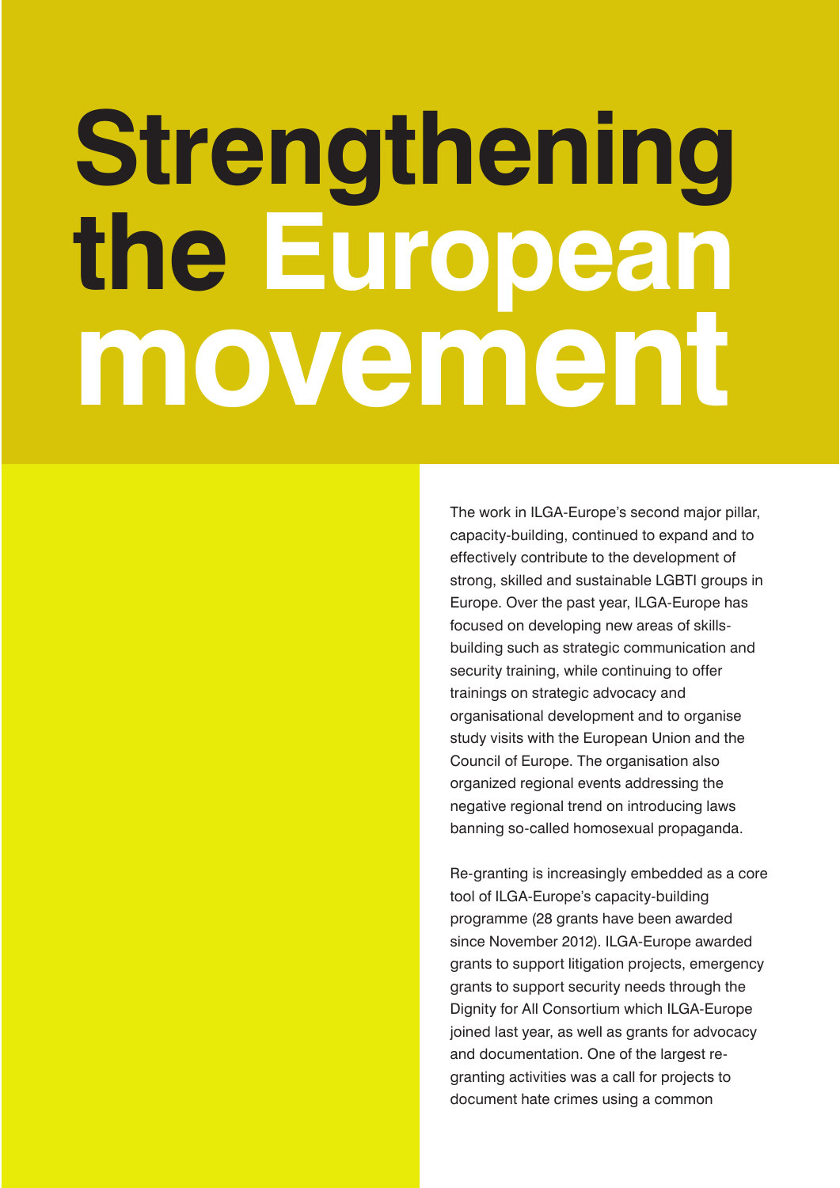# Strengthening the European movement

The work in ILGA-Europe's second major pillar, capacity-building, continued to expand and to effectively contribute to the development of strong, skilled and sustainable LGBTI groups in Europe. Over the past year, ILGA-Europe has focused on developing new areas of skills-building such as strategic communication and security training, while continuing to offer trainings on strategic advocacy and organisational development and to organise study visits with the European Union and the Council of Europe. The organisation also organized regional events addressing the negative regional trend on introducing laws banning so-called homosexual propaganda.

Re-granting is increasingly embedded as a core tool of ILGA-Europe's capacity-building programme (28 grants have been awarded since November 2012). ILGA-Europe awarded grants to support litigation projects, emergency grants to support security needs through the Dignity for All Consortium which ILGA-Europe joined last year, as well as grants for advocacy and documentation. One of the largest re-granting activities was a call for projects to document hate crimes using a common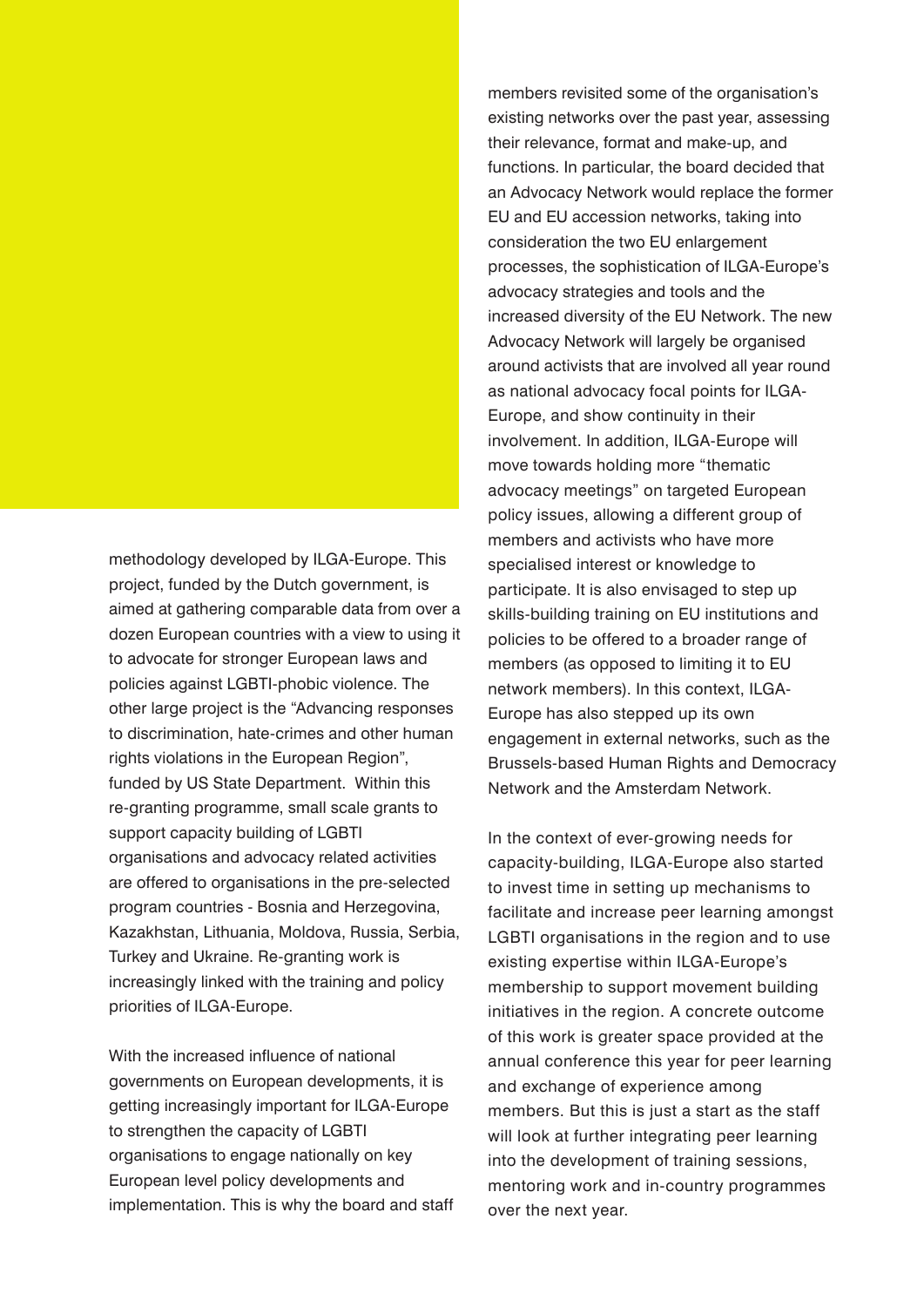methodology developed by ILGA-Europe. This project, funded by the Dutch government, is aimed at gathering comparable data from over a dozen European countries with a view to using it to advocate for stronger European laws and policies against LGBTI-phobic violence. The other large project is the "Advancing responses to discrimination, hate-crimes and other human rights violations in the European Region", funded by US State Department. Within this re-granting programme, small scale grants to support capacity building of LGBTI organisations and advocacy related activities are offered to organisations in the pre-selected program countries - Bosnia and Herzegovina, Kazakhstan, Lithuania, Moldova, Russia, Serbia, Turkey and Ukraine. Re-granting work is increasingly linked with the training and policy priorities of ILGA-Europe.

With the increased influence of national governments on European developments, it is getting increasingly important for ILGA-Europe to strengthen the capacity of LGBTI organisations to engage nationally on key European level policy developments and implementation. This is why the board and staff members revisited some of the organisation's existing networks over the past year, assessing their relevance, format and make-up, and functions. In particular, the board decided that an Advocacy Network would replace the former EU and EU accession networks, taking into consideration the two EU enlargement processes, the sophistication of ILGA-Europe's advocacy strategies and tools and the increased diversity of the EU Network. The new Advocacy Network will largely be organised around activists that are involved all year round as national advocacy focal points for ILGA-Europe, and show continuity in their involvement. In addition, ILGA-Europe will move towards holding more "thematic advocacy meetings" on targeted European policy issues, allowing a different group of members and activists who have more specialised interest or knowledge to participate. It is also envisaged to step up skills-building training on EU institutions and policies to be offered to a broader range of members (as opposed to limiting it to EU network members). In this context, ILGA-Europe has also stepped up its own engagement in external networks, such as the Brussels-based Human Rights and Democracy Network and the Amsterdam Network.

In the context of ever-growing needs for capacity-building, ILGA-Europe also started to invest time in setting up mechanisms to facilitate and increase peer learning amongst LGBTI organisations in the region and to use existing expertise within ILGA-Europe's membership to support movement building initiatives in the region. A concrete outcome of this work is greater space provided at the annual conference this year for peer learning and exchange of experience among members. But this is just a start as the staff will look at further integrating peer learning into the development of training sessions, mentoring work and in-country programmes over the next year.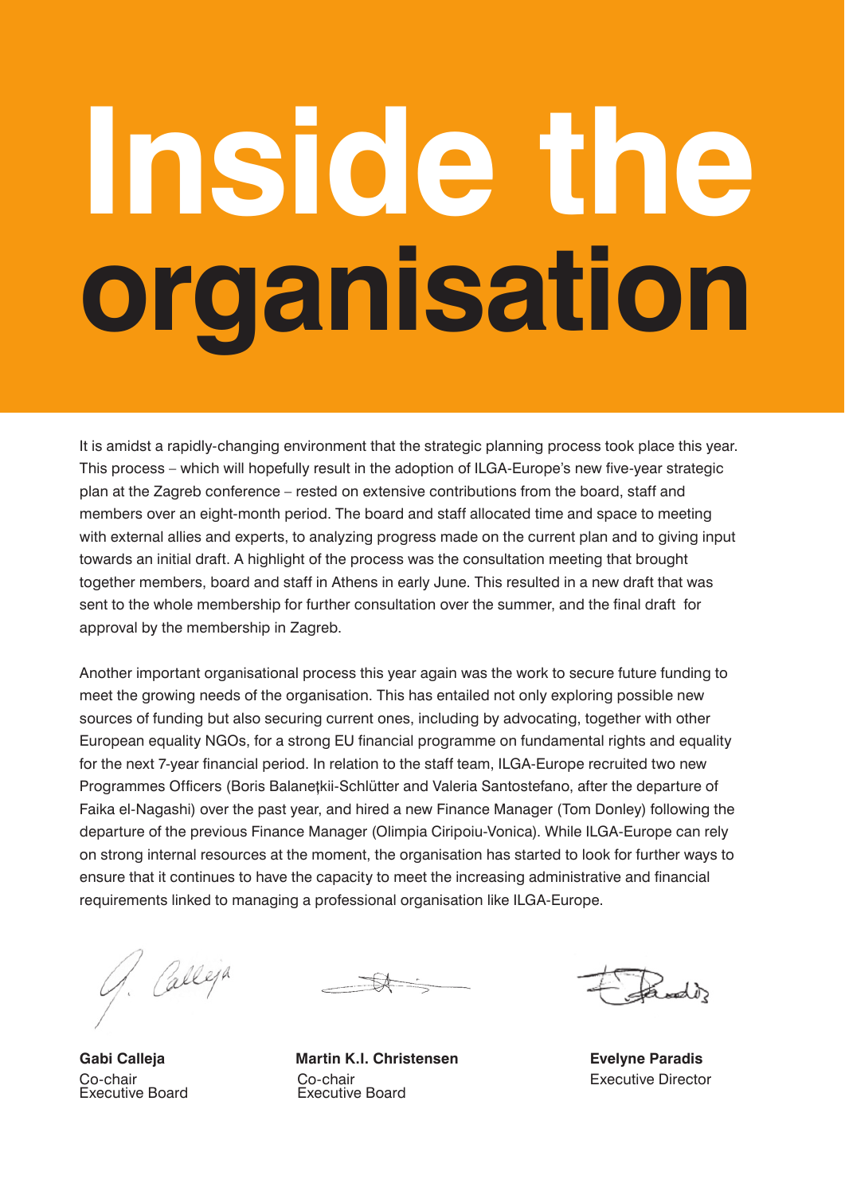# Inside the organisation

It is amidst a rapidly-changing environment that the strategic planning process took place this year. This process – which will hopefully result in the adoption of ILGA-Europe's new five-year strategic plan at the Zagreb conference – rested on extensive contributions from the board, staff and members over an eight-month period. The board and staff allocated time and space to meeting with external allies and experts, to analyzing progress made on the current plan and to giving input towards an initial draft. A highlight of the process was the consultation meeting that brought together members, board and staff in Athens in early June. This resulted in a new draft that was sent to the whole membership for further consultation over the summer, and the final draft for approval by the membership in Zagreb.

Another important organisational process this year again was the work to secure future funding to meet the growing needs of the organisation. This has entailed not only exploring possible new sources of funding but also securing current ones, including by advocating, together with other European equality NGOs, for a strong EU financial programme on fundamental rights and equality for the next 7-year financial period. In relation to the staff team, ILGA-Europe recruited two new Programmes Officers (Boris Balaneţkii-Schlütter and Valeria Santostefano, after the departure of Faika el-Nagashi) over the past year, and hired a new Finance Manager (Tom Donley) following the departure of the previous Finance Manager (Olimpia Ciripoiu-Vonica). While ILGA-Europe can rely on strong internal resources at the moment, the organisation has started to look for further ways to ensure that it continues to have the capacity to meet the increasing administrative and financial requirements linked to managing a professional organisation like ILGA-Europe.

**Gabi Calleja**
Co-chair
Executive Board

**Martin K.I. Christensen**
Co-chair
Executive Board

**Evelyne Paradis**
Executive Director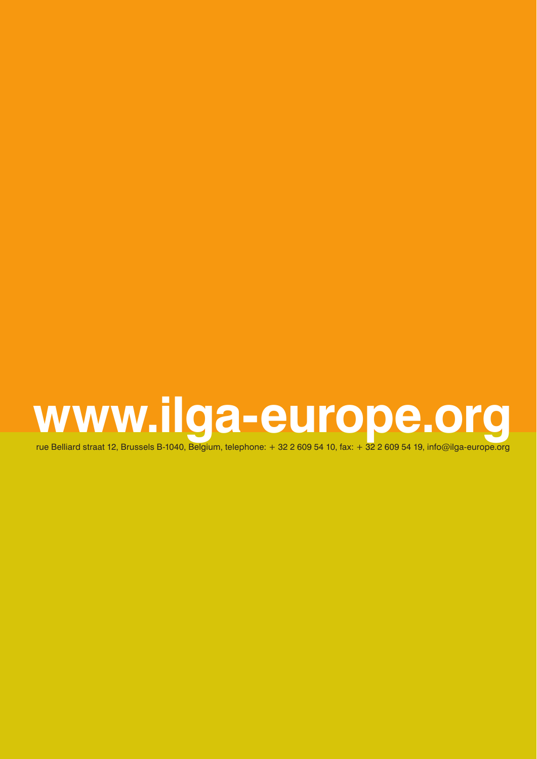# www.ilga-europe.org

rue Belliard straat 12, Brussels B-1040, Belgium, telephone: + 32 2 609 54 10, fax: + 32 2 609 54 19, info@ilga-europe.org